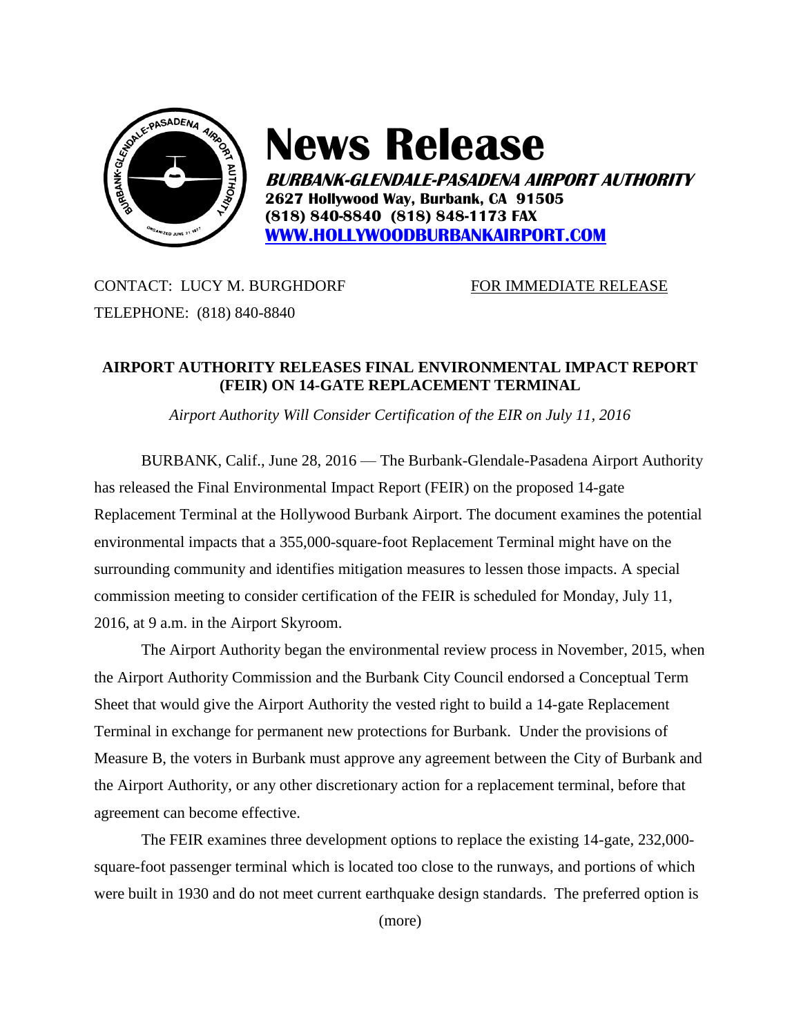# News Release

***BURBANK-GLENDALE-PASADENA AIRPORT AUTHORITY***
**2627 Hollywood Way, Burbank, CA 91505**
**(818) 840-8840 (818) 848-1173 FAX**
**[WWW.HOLLYWOODBURBANKAIRPORT.COM](http://WWW.HOLLYWOODBURBANKAIRPORT.COM)**

CONTACT: LUCY M. BURGHDORF

TELEPHONE: (818) 840-8840

FOR IMMEDIATE RELEASE

## AIRPORT AUTHORITY RELEASES FINAL ENVIRONMENTAL IMPACT REPORT (FEIR) ON 14-GATE REPLACEMENT TERMINAL

*Airport Authority Will Consider Certification of the EIR on July 11, 2016*

BURBANK, Calif., June 28, 2016 — The Burbank-Glendale-Pasadena Airport Authority has released the Final Environmental Impact Report (FEIR) on the proposed 14-gate Replacement Terminal at the Hollywood Burbank Airport. The document examines the potential environmental impacts that a 355,000-square-foot Replacement Terminal might have on the surrounding community and identifies mitigation measures to lessen those impacts. A special commission meeting to consider certification of the FEIR is scheduled for Monday, July 11, 2016, at 9 a.m. in the Airport Skyroom.

The Airport Authority began the environmental review process in November, 2015, when the Airport Authority Commission and the Burbank City Council endorsed a Conceptual Term Sheet that would give the Airport Authority the vested right to build a 14-gate Replacement Terminal in exchange for permanent new protections for Burbank. Under the provisions of Measure B, the voters in Burbank must approve any agreement between the City of Burbank and the Airport Authority, or any other discretionary action for a replacement terminal, before that agreement can become effective.

The FEIR examines three development options to replace the existing 14-gate, 232,000-square-foot passenger terminal which is located too close to the runways, and portions of which were built in 1930 and do not meet current earthquake design standards. The preferred option is

(more)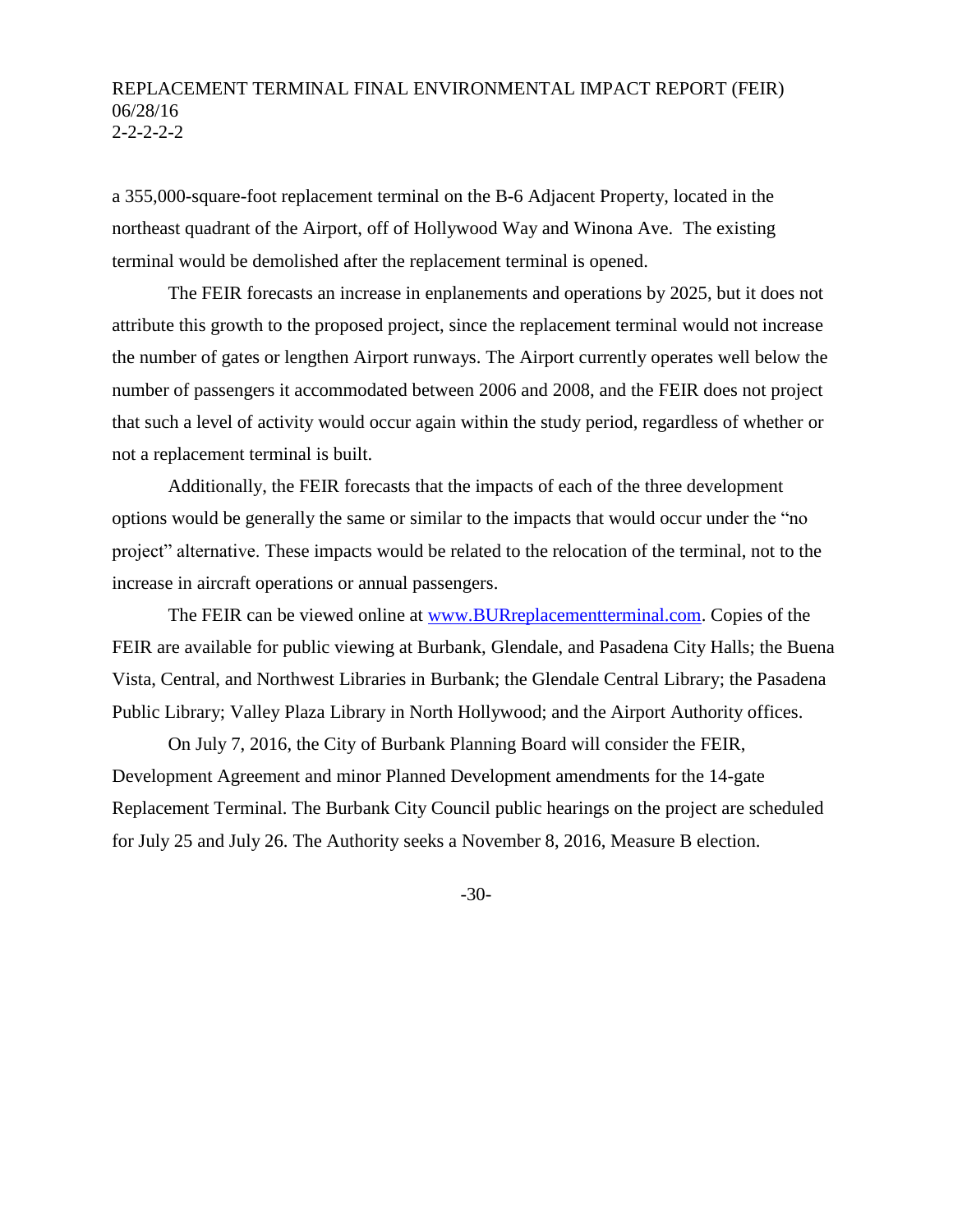a 355,000-square-foot replacement terminal on the B-6 Adjacent Property, located in the northeast quadrant of the Airport, off of Hollywood Way and Winona Ave. The existing terminal would be demolished after the replacement terminal is opened.

The FEIR forecasts an increase in enplanements and operations by 2025, but it does not attribute this growth to the proposed project, since the replacement terminal would not increase the number of gates or lengthen Airport runways. The Airport currently operates well below the number of passengers it accommodated between 2006 and 2008, and the FEIR does not project that such a level of activity would occur again within the study period, regardless of whether or not a replacement terminal is built.

Additionally, the FEIR forecasts that the impacts of each of the three development options would be generally the same or similar to the impacts that would occur under the "no project" alternative. These impacts would be related to the relocation of the terminal, not to the increase in aircraft operations or annual passengers.

The FEIR can be viewed online at [www.BURreplacementterminal.com](http://www.BURreplacementterminal.com). Copies of the FEIR are available for public viewing at Burbank, Glendale, and Pasadena City Halls; the Buena Vista, Central, and Northwest Libraries in Burbank; the Glendale Central Library; the Pasadena Public Library; Valley Plaza Library in North Hollywood; and the Airport Authority offices.

On July 7, 2016, the City of Burbank Planning Board will consider the FEIR, Development Agreement and minor Planned Development amendments for the 14-gate Replacement Terminal. The Burbank City Council public hearings on the project are scheduled for July 25 and July 26. The Authority seeks a November 8, 2016, Measure B election.

-30-